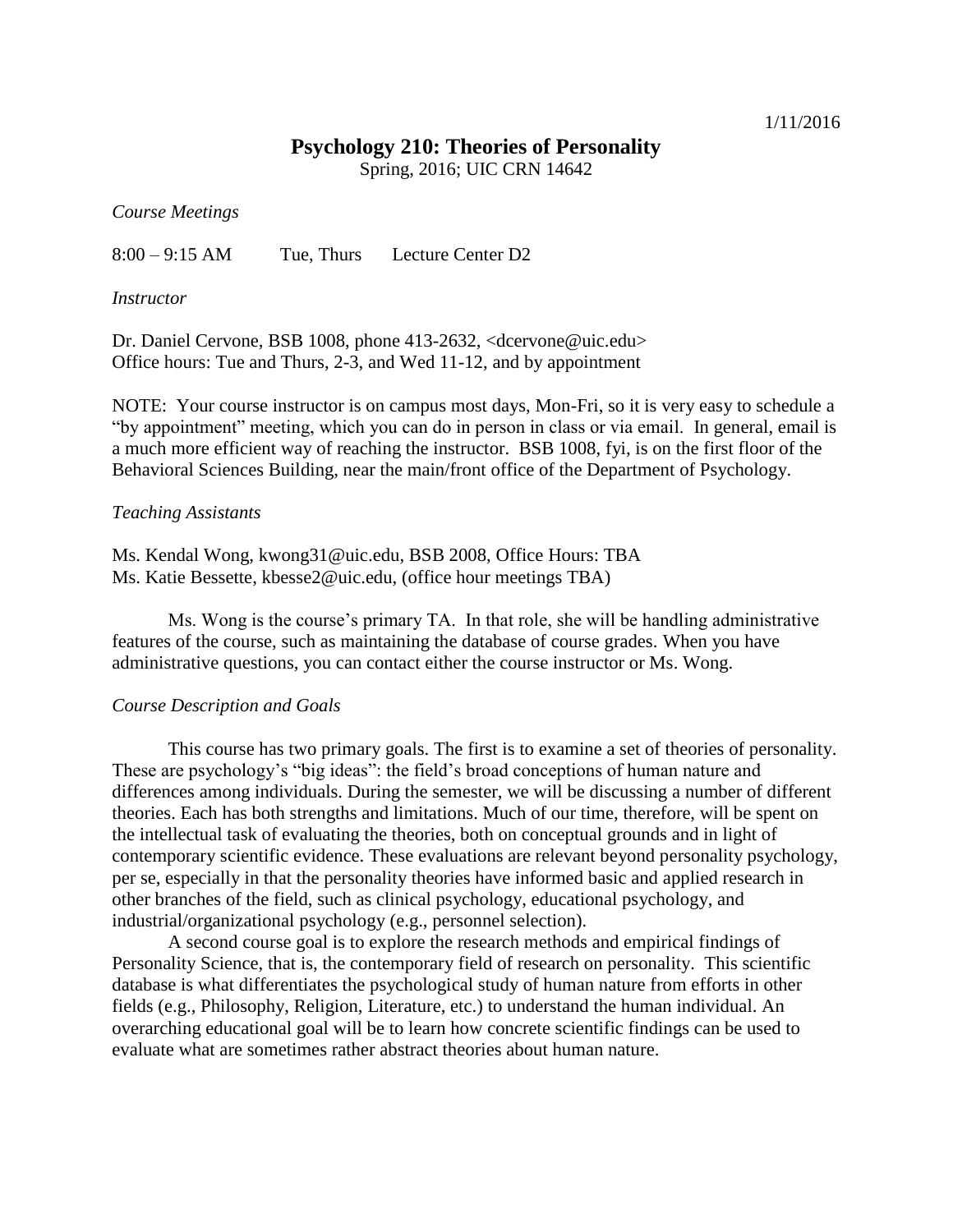1/11/2016

# Psychology 210: Theories of Personality

Spring, 2016; UIC CRN 14642

*Course Meetings*

8:00 – 9:15 AM    Tue, Thurs    Lecture Center D2

*Instructor*

Dr. Daniel Cervone, BSB 1008, phone 413-2632, <dcervone@uic.edu>
Office hours: Tue and Thurs, 2-3, and Wed 11-12, and by appointment

NOTE: Your course instructor is on campus most days, Mon-Fri, so it is very easy to schedule a "by appointment" meeting, which you can do in person in class or via email. In general, email is a much more efficient way of reaching the instructor. BSB 1008, fyi, is on the first floor of the Behavioral Sciences Building, near the main/front office of the Department of Psychology.

*Teaching Assistants*

Ms. Kendal Wong, kwong31@uic.edu, BSB 2008, Office Hours: TBA
Ms. Katie Bessette, kbesse2@uic.edu, (office hour meetings TBA)

Ms. Wong is the course's primary TA. In that role, she will be handling administrative features of the course, such as maintaining the database of course grades. When you have administrative questions, you can contact either the course instructor or Ms. Wong.

*Course Description and Goals*

This course has two primary goals. The first is to examine a set of theories of personality. These are psychology's "big ideas": the field's broad conceptions of human nature and differences among individuals. During the semester, we will be discussing a number of different theories. Each has both strengths and limitations. Much of our time, therefore, will be spent on the intellectual task of evaluating the theories, both on conceptual grounds and in light of contemporary scientific evidence. These evaluations are relevant beyond personality psychology, per se, especially in that the personality theories have informed basic and applied research in other branches of the field, such as clinical psychology, educational psychology, and industrial/organizational psychology (e.g., personnel selection).

A second course goal is to explore the research methods and empirical findings of Personality Science, that is, the contemporary field of research on personality. This scientific database is what differentiates the psychological study of human nature from efforts in other fields (e.g., Philosophy, Religion, Literature, etc.) to understand the human individual. An overarching educational goal will be to learn how concrete scientific findings can be used to evaluate what are sometimes rather abstract theories about human nature.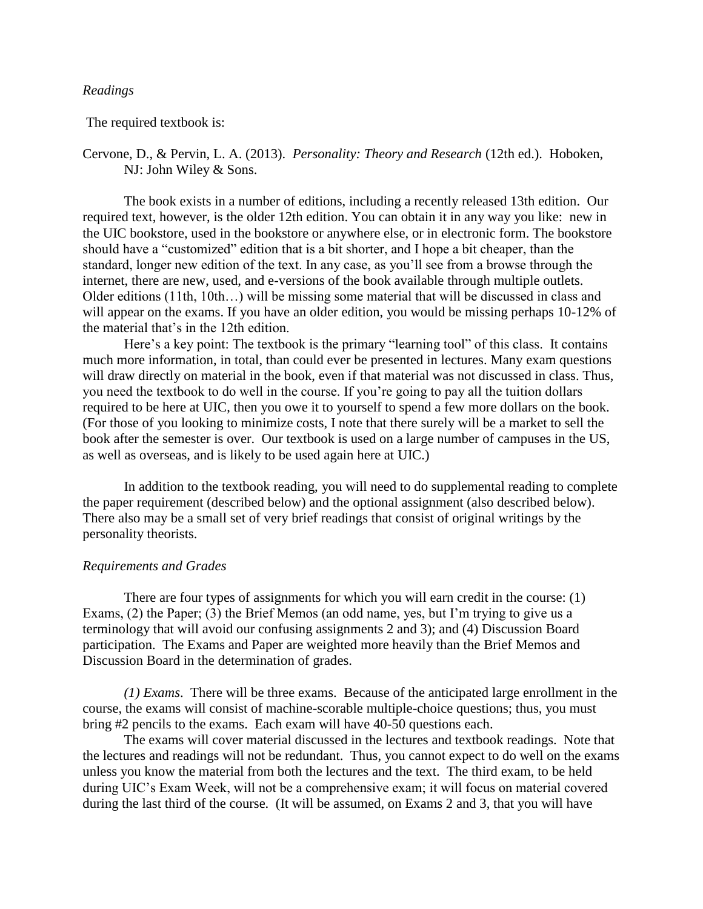*Readings*

The required textbook is:

Cervone, D., & Pervin, L. A. (2013). *Personality: Theory and Research* (12th ed.). Hoboken, NJ: John Wiley & Sons.

The book exists in a number of editions, including a recently released 13th edition. Our required text, however, is the older 12th edition. You can obtain it in any way you like: new in the UIC bookstore, used in the bookstore or anywhere else, or in electronic form. The bookstore should have a "customized" edition that is a bit shorter, and I hope a bit cheaper, than the standard, longer new edition of the text. In any case, as you'll see from a browse through the internet, there are new, used, and e-versions of the book available through multiple outlets. Older editions (11th, 10th…) will be missing some material that will be discussed in class and will appear on the exams. If you have an older edition, you would be missing perhaps 10-12% of the material that's in the 12th edition.

Here's a key point: The textbook is the primary "learning tool" of this class. It contains much more information, in total, than could ever be presented in lectures. Many exam questions will draw directly on material in the book, even if that material was not discussed in class. Thus, you need the textbook to do well in the course. If you're going to pay all the tuition dollars required to be here at UIC, then you owe it to yourself to spend a few more dollars on the book. (For those of you looking to minimize costs, I note that there surely will be a market to sell the book after the semester is over. Our textbook is used on a large number of campuses in the US, as well as overseas, and is likely to be used again here at UIC.)

In addition to the textbook reading, you will need to do supplemental reading to complete the paper requirement (described below) and the optional assignment (also described below). There also may be a small set of very brief readings that consist of original writings by the personality theorists.

*Requirements and Grades*

There are four types of assignments for which you will earn credit in the course: (1) Exams, (2) the Paper; (3) the Brief Memos (an odd name, yes, but I'm trying to give us a terminology that will avoid our confusing assignments 2 and 3); and (4) Discussion Board participation. The Exams and Paper are weighted more heavily than the Brief Memos and Discussion Board in the determination of grades.

*(1) Exams*. There will be three exams. Because of the anticipated large enrollment in the course, the exams will consist of machine-scorable multiple-choice questions; thus, you must bring #2 pencils to the exams. Each exam will have 40-50 questions each.

The exams will cover material discussed in the lectures and textbook readings. Note that the lectures and readings will not be redundant. Thus, you cannot expect to do well on the exams unless you know the material from both the lectures and the text. The third exam, to be held during UIC's Exam Week, will not be a comprehensive exam; it will focus on material covered during the last third of the course. (It will be assumed, on Exams 2 and 3, that you will have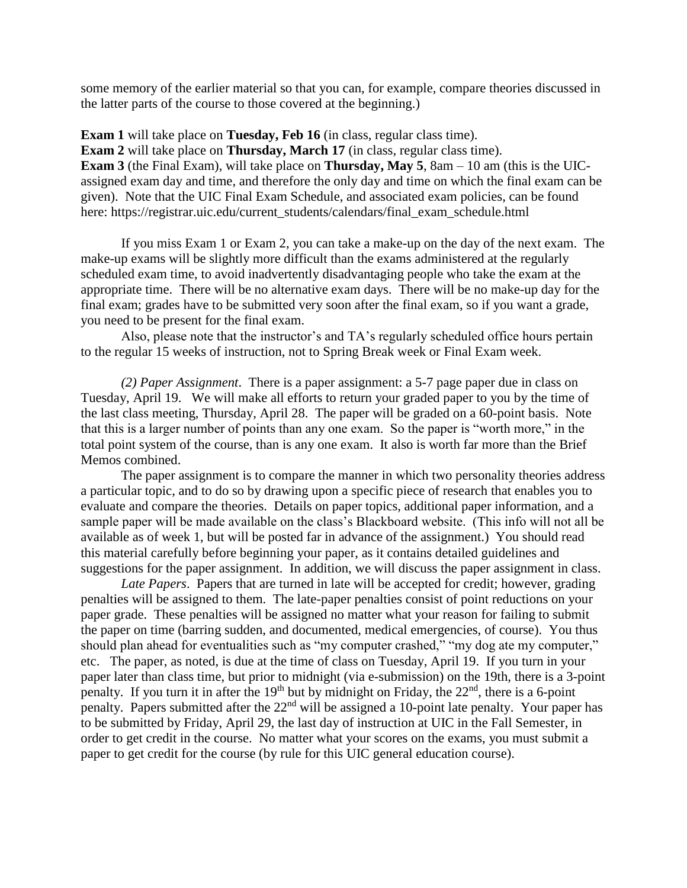some memory of the earlier material so that you can, for example, compare theories discussed in the latter parts of the course to those covered at the beginning.)

**Exam 1** will take place on **Tuesday, Feb 16** (in class, regular class time).
**Exam 2** will take place on **Thursday, March 17** (in class, regular class time).
**Exam 3** (the Final Exam), will take place on **Thursday, May 5**, 8am – 10 am (this is the UIC-assigned exam day and time, and therefore the only day and time on which the final exam can be given). Note that the UIC Final Exam Schedule, and associated exam policies, can be found here: https://registrar.uic.edu/current_students/calendars/final_exam_schedule.html

If you miss Exam 1 or Exam 2, you can take a make-up on the day of the next exam. The make-up exams will be slightly more difficult than the exams administered at the regularly scheduled exam time, to avoid inadvertently disadvantaging people who take the exam at the appropriate time. There will be no alternative exam days. There will be no make-up day for the final exam; grades have to be submitted very soon after the final exam, so if you want a grade, you need to be present for the final exam.

Also, please note that the instructor's and TA's regularly scheduled office hours pertain to the regular 15 weeks of instruction, not to Spring Break week or Final Exam week.

*(2) Paper Assignment*. There is a paper assignment: a 5-7 page paper due in class on Tuesday, April 19. We will make all efforts to return your graded paper to you by the time of the last class meeting, Thursday, April 28. The paper will be graded on a 60-point basis. Note that this is a larger number of points than any one exam. So the paper is "worth more," in the total point system of the course, than is any one exam. It also is worth far more than the Brief Memos combined.

The paper assignment is to compare the manner in which two personality theories address a particular topic, and to do so by drawing upon a specific piece of research that enables you to evaluate and compare the theories. Details on paper topics, additional paper information, and a sample paper will be made available on the class's Blackboard website. (This info will not all be available as of week 1, but will be posted far in advance of the assignment.) You should read this material carefully before beginning your paper, as it contains detailed guidelines and suggestions for the paper assignment. In addition, we will discuss the paper assignment in class.

*Late Papers*. Papers that are turned in late will be accepted for credit; however, grading penalties will be assigned to them. The late-paper penalties consist of point reductions on your paper grade. These penalties will be assigned no matter what your reason for failing to submit the paper on time (barring sudden, and documented, medical emergencies, of course). You thus should plan ahead for eventualities such as "my computer crashed," "my dog ate my computer," etc. The paper, as noted, is due at the time of class on Tuesday, April 19. If you turn in your paper later than class time, but prior to midnight (via e-submission) on the 19th, there is a 3-point penalty. If you turn it in after the 19th but by midnight on Friday, the 22nd, there is a 6-point penalty. Papers submitted after the 22nd will be assigned a 10-point late penalty. Your paper has to be submitted by Friday, April 29, the last day of instruction at UIC in the Fall Semester, in order to get credit in the course. No matter what your scores on the exams, you must submit a paper to get credit for the course (by rule for this UIC general education course).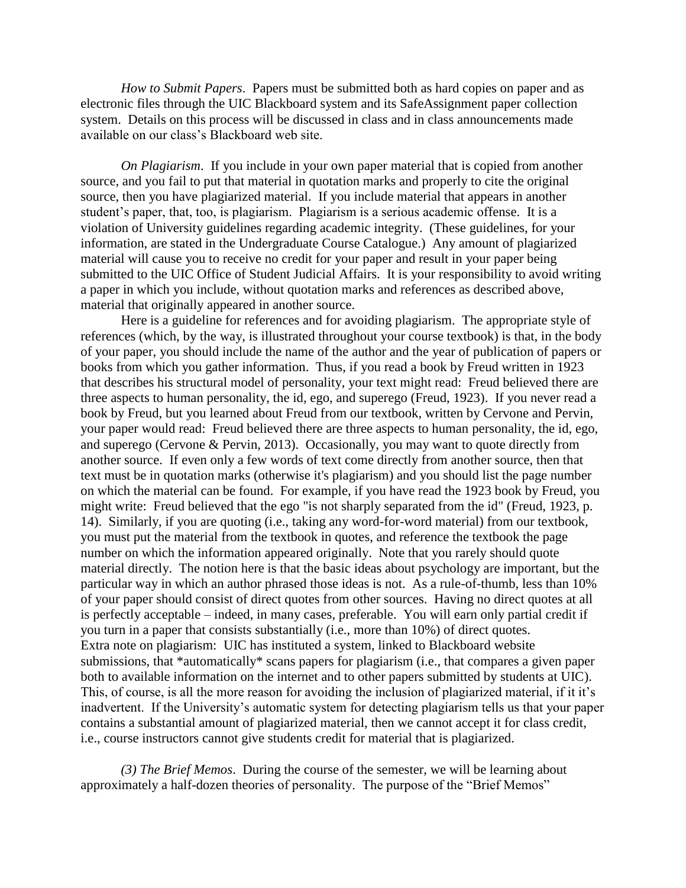*How to Submit Papers*. Papers must be submitted both as hard copies on paper and as electronic files through the UIC Blackboard system and its SafeAssignment paper collection system. Details on this process will be discussed in class and in class announcements made available on our class's Blackboard web site.

*On Plagiarism*. If you include in your own paper material that is copied from another source, and you fail to put that material in quotation marks and properly to cite the original source, then you have plagiarized material. If you include material that appears in another student's paper, that, too, is plagiarism. Plagiarism is a serious academic offense. It is a violation of University guidelines regarding academic integrity. (These guidelines, for your information, are stated in the Undergraduate Course Catalogue.) Any amount of plagiarized material will cause you to receive no credit for your paper and result in your paper being submitted to the UIC Office of Student Judicial Affairs. It is your responsibility to avoid writing a paper in which you include, without quotation marks and references as described above, material that originally appeared in another source.

Here is a guideline for references and for avoiding plagiarism. The appropriate style of references (which, by the way, is illustrated throughout your course textbook) is that, in the body of your paper, you should include the name of the author and the year of publication of papers or books from which you gather information. Thus, if you read a book by Freud written in 1923 that describes his structural model of personality, your text might read: Freud believed there are three aspects to human personality, the id, ego, and superego (Freud, 1923). If you never read a book by Freud, but you learned about Freud from our textbook, written by Cervone and Pervin, your paper would read: Freud believed there are three aspects to human personality, the id, ego, and superego (Cervone & Pervin, 2013). Occasionally, you may want to quote directly from another source. If even only a few words of text come directly from another source, then that text must be in quotation marks (otherwise it's plagiarism) and you should list the page number on which the material can be found. For example, if you have read the 1923 book by Freud, you might write: Freud believed that the ego "is not sharply separated from the id" (Freud, 1923, p. 14). Similarly, if you are quoting (i.e., taking any word-for-word material) from our textbook, you must put the material from the textbook in quotes, and reference the textbook the page number on which the information appeared originally. Note that you rarely should quote material directly. The notion here is that the basic ideas about psychology are important, but the particular way in which an author phrased those ideas is not. As a rule-of-thumb, less than 10% of your paper should consist of direct quotes from other sources. Having no direct quotes at all is perfectly acceptable – indeed, in many cases, preferable. You will earn only partial credit if you turn in a paper that consists substantially (i.e., more than 10%) of direct quotes.
Extra note on plagiarism: UIC has instituted a system, linked to Blackboard website submissions, that *automatically* scans papers for plagiarism (i.e., that compares a given paper both to available information on the internet and to other papers submitted by students at UIC). This, of course, is all the more reason for avoiding the inclusion of plagiarized material, if it it's inadvertent. If the University's automatic system for detecting plagiarism tells us that your paper contains a substantial amount of plagiarized material, then we cannot accept it for class credit, i.e., course instructors cannot give students credit for material that is plagiarized.

*(3) The Brief Memos*. During the course of the semester, we will be learning about approximately a half-dozen theories of personality. The purpose of the "Brief Memos"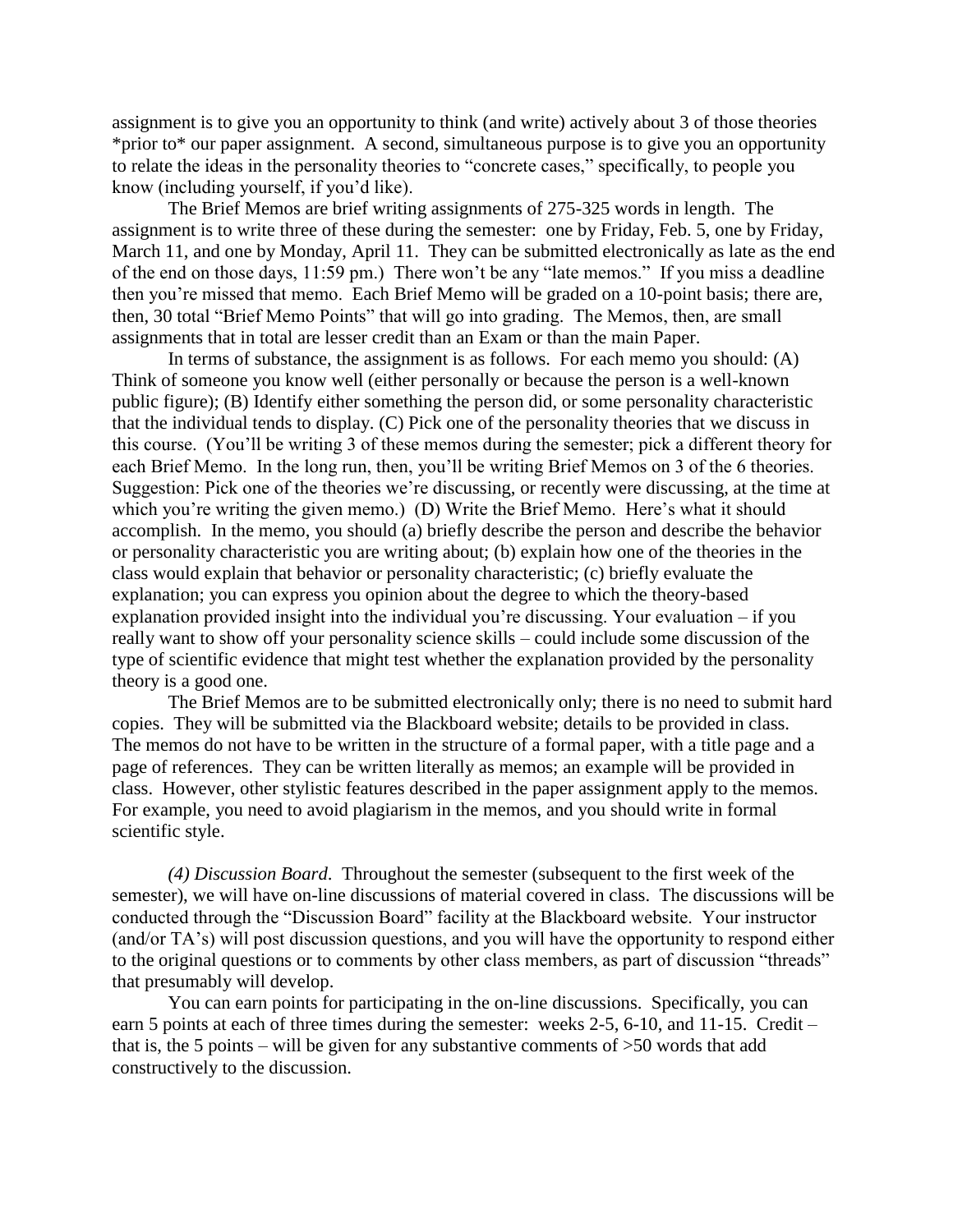assignment is to give you an opportunity to think (and write) actively about 3 of those theories *prior to* our paper assignment. A second, simultaneous purpose is to give you an opportunity to relate the ideas in the personality theories to "concrete cases," specifically, to people you know (including yourself, if you'd like).

The Brief Memos are brief writing assignments of 275-325 words in length. The assignment is to write three of these during the semester: one by Friday, Feb. 5, one by Friday, March 11, and one by Monday, April 11. They can be submitted electronically as late as the end of the end on those days, 11:59 pm.) There won't be any "late memos." If you miss a deadline then you're missed that memo. Each Brief Memo will be graded on a 10-point basis; there are, then, 30 total "Brief Memo Points" that will go into grading. The Memos, then, are small assignments that in total are lesser credit than an Exam or than the main Paper.

In terms of substance, the assignment is as follows. For each memo you should: (A) Think of someone you know well (either personally or because the person is a well-known public figure); (B) Identify either something the person did, or some personality characteristic that the individual tends to display. (C) Pick one of the personality theories that we discuss in this course. (You'll be writing 3 of these memos during the semester; pick a different theory for each Brief Memo. In the long run, then, you'll be writing Brief Memos on 3 of the 6 theories. Suggestion: Pick one of the theories we're discussing, or recently were discussing, at the time at which you're writing the given memo.) (D) Write the Brief Memo. Here's what it should accomplish. In the memo, you should (a) briefly describe the person and describe the behavior or personality characteristic you are writing about; (b) explain how one of the theories in the class would explain that behavior or personality characteristic; (c) briefly evaluate the explanation; you can express you opinion about the degree to which the theory-based explanation provided insight into the individual you're discussing. Your evaluation – if you really want to show off your personality science skills – could include some discussion of the type of scientific evidence that might test whether the explanation provided by the personality theory is a good one.

The Brief Memos are to be submitted electronically only; there is no need to submit hard copies. They will be submitted via the Blackboard website; details to be provided in class. The memos do not have to be written in the structure of a formal paper, with a title page and a page of references. They can be written literally as memos; an example will be provided in class. However, other stylistic features described in the paper assignment apply to the memos. For example, you need to avoid plagiarism in the memos, and you should write in formal scientific style.

*(4) Discussion Board*. Throughout the semester (subsequent to the first week of the semester), we will have on-line discussions of material covered in class. The discussions will be conducted through the "Discussion Board" facility at the Blackboard website. Your instructor (and/or TA's) will post discussion questions, and you will have the opportunity to respond either to the original questions or to comments by other class members, as part of discussion "threads" that presumably will develop.

You can earn points for participating in the on-line discussions. Specifically, you can earn 5 points at each of three times during the semester: weeks 2-5, 6-10, and 11-15. Credit – that is, the 5 points – will be given for any substantive comments of >50 words that add constructively to the discussion.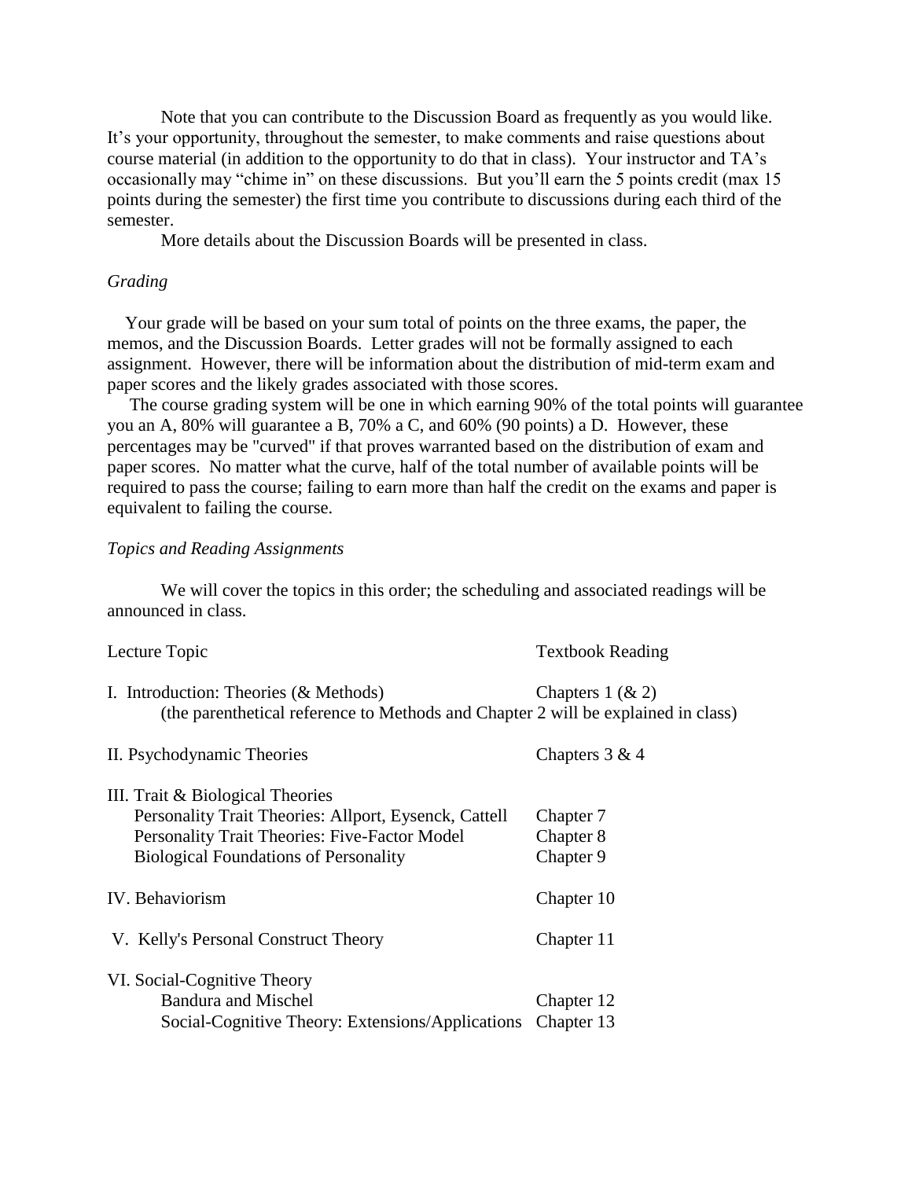Note that you can contribute to the Discussion Board as frequently as you would like. It's your opportunity, throughout the semester, to make comments and raise questions about course material (in addition to the opportunity to do that in class). Your instructor and TA's occasionally may "chime in" on these discussions. But you'll earn the 5 points credit (max 15 points during the semester) the first time you contribute to discussions during each third of the semester.

More details about the Discussion Boards will be presented in class.

*Grading*

Your grade will be based on your sum total of points on the three exams, the paper, the memos, and the Discussion Boards. Letter grades will not be formally assigned to each assignment. However, there will be information about the distribution of mid-term exam and paper scores and the likely grades associated with those scores.

The course grading system will be one in which earning 90% of the total points will guarantee you an A, 80% will guarantee a B, 70% a C, and 60% (90 points) a D. However, these percentages may be "curved" if that proves warranted based on the distribution of exam and paper scores. No matter what the curve, half of the total number of available points will be required to pass the course; failing to earn more than half the credit on the exams and paper is equivalent to failing the course.

*Topics and Reading Assignments*

We will cover the topics in this order; the scheduling and associated readings will be announced in class.

| Lecture Topic | Textbook Reading |
|---|---|
| I. Introduction: Theories (& Methods) | Chapters 1 (& 2) |
| (the parenthetical reference to Methods and Chapter 2 will be explained in class) | |
| II. Psychodynamic Theories | Chapters 3 & 4 |
| III. Trait & Biological Theories | |
| Personality Trait Theories: Allport, Eysenck, Cattell | Chapter 7 |
| Personality Trait Theories: Five-Factor Model | Chapter 8 |
| Biological Foundations of Personality | Chapter 9 |
| IV. Behaviorism | Chapter 10 |
| V. Kelly's Personal Construct Theory | Chapter 11 |
| VI. Social-Cognitive Theory | |
| Bandura and Mischel | Chapter 12 |
| Social-Cognitive Theory: Extensions/Applications | Chapter 13 |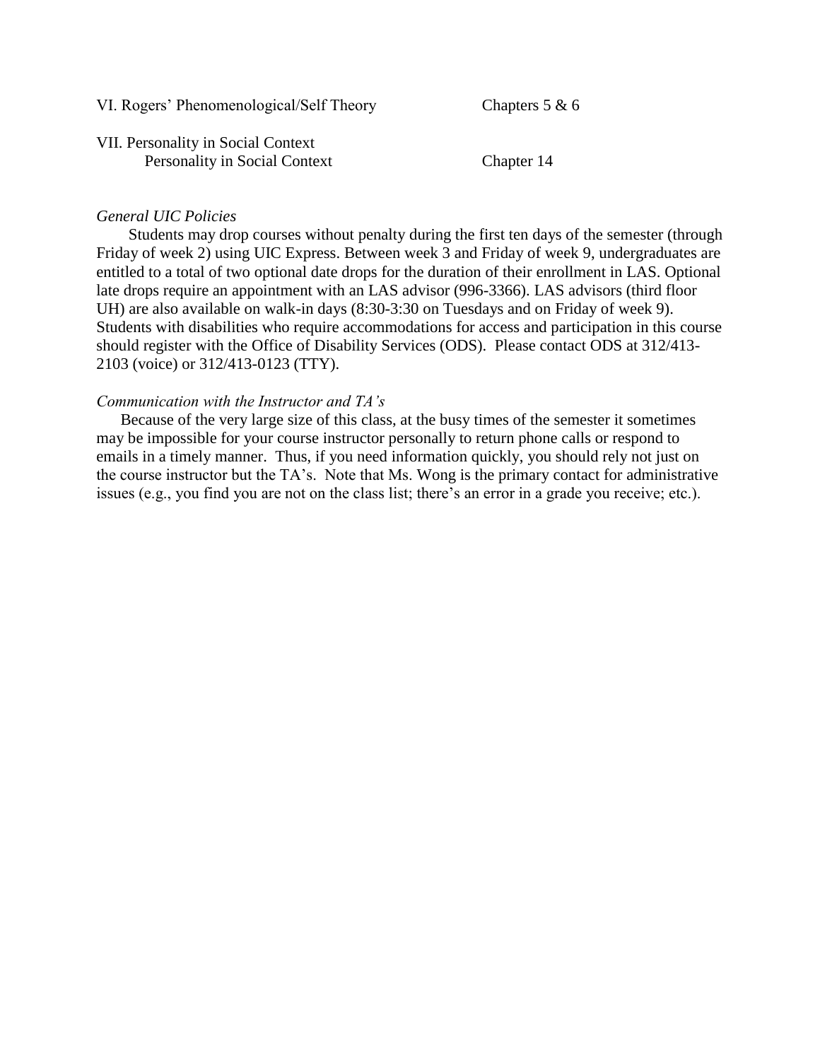VI. Rogers' Phenomenological/Self Theory — Chapters 5 & 6

VII. Personality in Social Context
    Personality in Social Context — Chapter 14

*General UIC Policies*

Students may drop courses without penalty during the first ten days of the semester (through Friday of week 2) using UIC Express. Between week 3 and Friday of week 9, undergraduates are entitled to a total of two optional date drops for the duration of their enrollment in LAS. Optional late drops require an appointment with an LAS advisor (996-3366). LAS advisors (third floor UH) are also available on walk-in days (8:30-3:30 on Tuesdays and on Friday of week 9). Students with disabilities who require accommodations for access and participation in this course should register with the Office of Disability Services (ODS). Please contact ODS at 312/413-2103 (voice) or 312/413-0123 (TTY).

*Communication with the Instructor and TA's*

Because of the very large size of this class, at the busy times of the semester it sometimes may be impossible for your course instructor personally to return phone calls or respond to emails in a timely manner. Thus, if you need information quickly, you should rely not just on the course instructor but the TA's. Note that Ms. Wong is the primary contact for administrative issues (e.g., you find you are not on the class list; there's an error in a grade you receive; etc.).